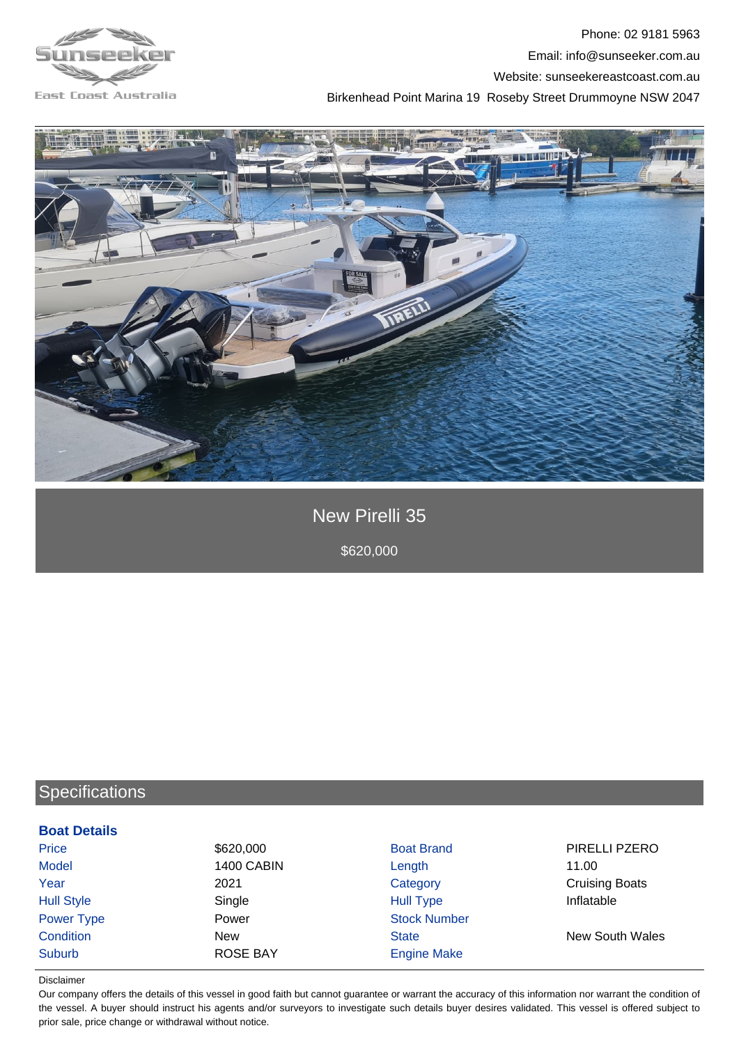Sunseeker East Coast Australia

Phone: 02 9181 5963
Email: info@sunseeker.com.au
Website: sunseekereastcoast.com.au
Birkenhead Point Marina 19 Roseby Street Drummoyne NSW 2047

# New Pirelli 35

$620,000

## Specifications

### Boat Details

| | | | |
|---|---|---|---|
| Price | $620,000 | Boat Brand | PIRELLI PZERO |
| Model | 1400 CABIN | Length | 11.00 |
| Year | 2021 | Category | Cruising Boats |
| Hull Style | Single | Hull Type | Inflatable |
| Power Type | Power | Stock Number | |
| Condition | New | State | New South Wales |
| Suburb | ROSE BAY | Engine Make | |

Disclaimer

Our company offers the details of this vessel in good faith but cannot guarantee or warrant the accuracy of this information nor warrant the condition of the vessel. A buyer should instruct his agents and/or surveyors to investigate such details buyer desires validated. This vessel is offered subject to prior sale, price change or withdrawal without notice.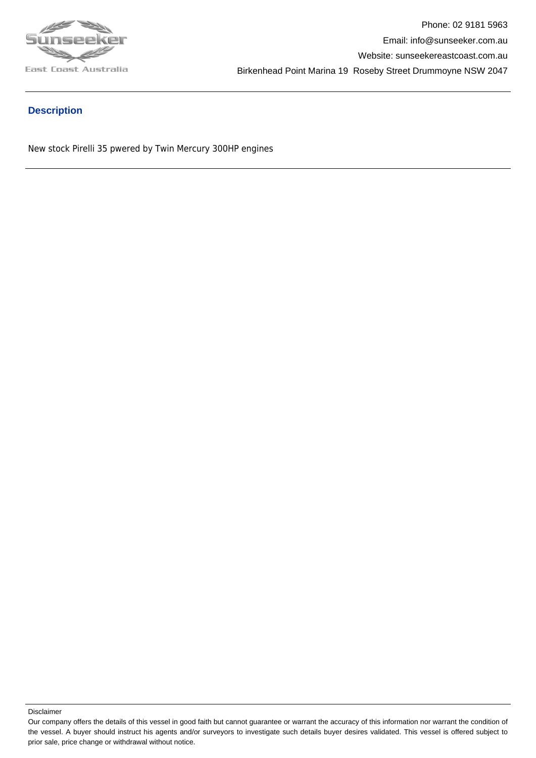Phone: 02 9181 5963

Email: info@sunseeker.com.au

Website: sunseekereastcoast.com.au

Birkenhead Point Marina 19  Roseby Street Drummoyne NSW 2047

## Description

New stock Pirelli 35 pwered by Twin Mercury 300HP engines

Disclaimer

Our company offers the details of this vessel in good faith but cannot guarantee or warrant the accuracy of this information nor warrant the condition of the vessel. A buyer should instruct his agents and/or surveyors to investigate such details buyer desires validated. This vessel is offered subject to prior sale, price change or withdrawal without notice.